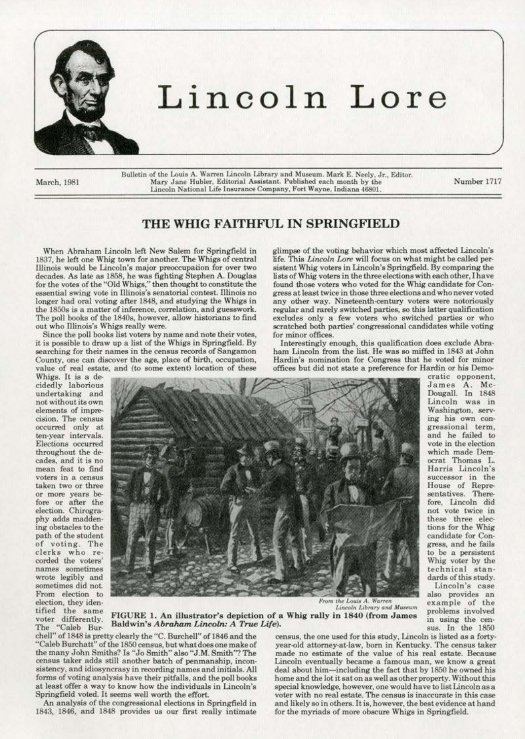# Lincoln Lore

March, 1981

Bulletin of the Louis A. Warren Lincoln Library and Museum. Mark E. Neely, Jr., Editor. Mary Jane Hubler, Editorial Assistant. Published each month by the Lincoln National Life Insurance Company, Fort Wayne, Indiana 46801.

Number 1717

## THE WHIG FAITHFUL IN SPRINGFIELD

When Abraham Lincoln left New Salem for Springfield in 1837, he left one Whig town for another. The Whigs of central Illinois would be Lincoln's major preoccupation for over two decades. As late as 1858, he was fighting Stephen A. Douglas for the votes of the "Old Whigs," then thought to constitute the essential swing vote in Illinois's senatorial contest. Illinois no longer had oral voting after 1848, and studying the Whigs in the 1850s is a matter of inference, correlation, and guesswork. The poll books of the 1840s, however, allow historians to find out who Illinois's Whigs really were.

Since the poll books list voters by name and note their votes, it is possible to draw up a list of the Whigs in Springfield. By searching for their names in the census records of Sangamon County, one can discover the age, place of birth, occupation, value of real estate, and (to some extent) location of these Whigs. It is a decidedly laborious undertaking and not without its own elements of imprecision. The census occurred only at ten-year intervals. Elections occurred throughout the decades, and it is no mean feat to find voters in a census taken two or three or more years before or after the election. Chirography adds maddening obstacles to the path of the student of voting. The clerks who recorded the voters' names sometimes wrote legibly and sometimes did not. From election to election, they identified the same voter differently. The "Caleb Burchell" of 1848 is pretty clearly the "C. Burchell" of 1846 and the "Caleb Burchatt" of the 1850 census, but what does one make of the many John Smiths? Is "Jo Smith" also "J.M. Smith"? The census taker adds still another batch of penmanship, inconsistency, and idiosyncrasy in recording names and initials. All forms of voting analysis have their pitfalls, and the poll books at least offer a way to know how the individuals in Lincoln's Springfield voted. It seems well worth the effort.

An analysis of the congressional elections in Springfield in 1843, 1846, and 1848 provides us our first really intimate glimpse of the voting behavior which most affected Lincoln's life. This *Lincoln Lore* will focus on what might be called persistent Whig voters in Lincoln's Springfield. By comparing the lists of Whig voters in the three elections with each other, I have found those voters who voted for the Whig candidate for Congress at least twice in those three elections and who never voted any other way. Nineteenth-century voters were notoriously regular and rarely switched parties, so this latter qualification excludes only a few voters who switched parties or who scratched both parties' congressional candidates while voting for minor offices.

Interestingly enough, this qualification does exclude Abraham Lincoln from the list. He was so miffed in 1843 at John Hardin's nomination for Congress that he voted for minor offices but did not state a preference for Hardin or his Democratic opponent, James A. McDougall. In 1848 Lincoln was in Washington, serving his own congressional term, and he failed to vote in the election which made Democrat Thomas L. Harris Lincoln's successor in the House of Representatives. Therefore, Lincoln did not vote twice in these three elections for the Whig candidate for Congress, and he fails to be a persistent Whig voter by the technical standards of this study.

From the Louis A. Warren Lincoln Library and Museum

FIGURE 1. An illustrator's depiction of a Whig rally in 1840 (from James Baldwin's *Abraham Lincoln: A True Life*).

Lincoln's case also provides an example of the problems involved in using the census. In the 1850 census, the one used for this study, Lincoln is listed as a forty-year-old attorney-at-law, born in Kentucky. The census taker made no estimate of the value of his real estate. Because Lincoln eventually became a famous man, we know a great deal about him—including the fact that by 1850 he owned his home and the lot it sat on as well as other property. Without this special knowledge, however, one would have to list Lincoln as a voter with no real estate. The census is inaccurate in this case and likely so in others. It is, however, the best evidence at hand for the myriads of more obscure Whigs in Springfield.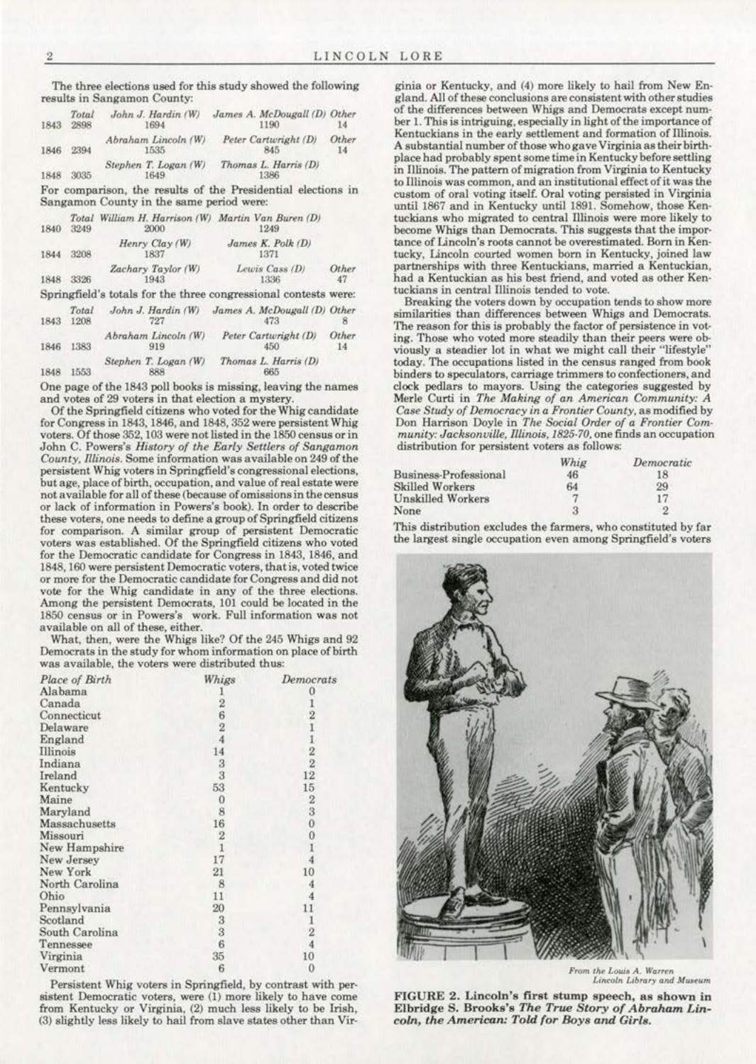The three elections used for this study showed the following results in Sangamon County:

| | Total | | | Other |
|---|---|---|---|---|
| | | John J. Hardin (W) | James A. McDougall (D) | Other |
| 1843 | 2898 | 1694 | 1190 | 14 |
| | | Abraham Lincoln (W) | Peter Cartwright (D) | Other |
| 1846 | 2394 | 1535 | 845 | 14 |
| | | Stephen T. Logan (W) | Thomas L. Harris (D) | |
| 1848 | 3035 | 1649 | 1386 | |

For comparison, the results of the Presidential elections in Sangamon County in the same period were:

| | Total | | | Other |
|---|---|---|---|---|
| | | William H. Harrison (W) | Martin Van Buren (D) | |
| 1840 | 3249 | 2000 | 1249 | |
| | | Henry Clay (W) | James K. Polk (D) | |
| 1844 | 3208 | 1837 | 1371 | |
| | | Zachary Taylor (W) | Lewis Cass (D) | Other |
| 1848 | 3326 | 1943 | 1336 | 47 |

Springfield's totals for the three congressional contests were:

| | Total | | | Other |
|---|---|---|---|---|
| | | John J. Hardin (W) | James A. McDougall (D) | Other |
| 1843 | 1208 | 727 | 473 | 8 |
| | | Abraham Lincoln (W) | Peter Cartwright (D) | Other |
| 1846 | 1383 | 919 | 450 | 14 |
| | | Stephen T. Logan (W) | Thomas L. Harris (D) | |
| 1848 | 1553 | 888 | 665 | |

One page of the 1843 poll books is missing, leaving the names and votes of 29 voters in that election a mystery.

Of the Springfield citizens who voted for the Whig candidate for Congress in 1843, 1846, and 1848, 352 were persistent Whig voters. Of those 352, 103 were not listed in the 1850 census or in John C. Powers's *History of the Early Settlers of Sangamon County, Illinois*. Some information was available on 249 of the persistent Whig voters in Springfield's congressional elections, but age, place of birth, occupation, and value of real estate were not available for all of these (because of omissions in the census or lack of information in Powers's book). In order to describe these voters, one needs to define a group of Springfield citizens for comparison. A similar group of persistent Democratic voters was established. Of the Springfield citizens who voted for the Democratic candidate for Congress in 1843, 1846, and 1848, 160 were persistent Democratic voters, that is, voted twice or more for the Democratic candidate for Congress and did not vote for the Whig candidate in any of the three elections. Among the persistent Democrats, 101 could be located in the 1850 census or in Powers's work. Full information was not available on all of these, either.

What, then, were the Whigs like? Of the 245 Whigs and 92 Democrats in the study for whom information on place of birth was available, the voters were distributed thus:

| Place of Birth | Whigs | Democrats |
|---|---|---|
| Alabama | 1 | 0 |
| Canada | 2 | 1 |
| Connecticut | 6 | 2 |
| Delaware | 2 | 1 |
| England | 4 | 1 |
| Illinois | 14 | 2 |
| Indiana | 3 | 2 |
| Ireland | 3 | 12 |
| Kentucky | 53 | 15 |
| Maine | 0 | 2 |
| Maryland | 8 | 3 |
| Massachusetts | 16 | 0 |
| Missouri | 2 | 0 |
| New Hampshire | 1 | 1 |
| New Jersey | 17 | 4 |
| New York | 21 | 10 |
| North Carolina | 8 | 4 |
| Ohio | 11 | 4 |
| Pennsylvania | 20 | 11 |
| Scotland | 3 | 1 |
| South Carolina | 3 | 2 |
| Tennessee | 6 | 4 |
| Virginia | 35 | 10 |
| Vermont | 6 | 0 |

Persistent Whig voters in Springfield, by contrast with persistent Democratic voters, were (1) more likely to have come from Kentucky or Virginia, (2) much less likely to be Irish, (3) slightly less likely to hail from slave states other than Virginia or Kentucky, and (4) more likely to hail from New England. All of these conclusions are consistent with other studies of the differences between Whigs and Democrats except number 1. This is intriguing, especially in light of the importance of Kentuckians in the early settlement and formation of Illinois. A substantial number of those who gave Virginia as their birthplace had probably spent some time in Kentucky before settling in Illinois. The pattern of migration from Virginia to Kentucky to Illinois was common, and an institutional effect of it was the custom of oral voting itself. Oral voting persisted in Virginia until 1867 and in Kentucky until 1891. Somehow, those Kentuckians who migrated to central Illinois were more likely to become Whigs than Democrats. This suggests that the importance of Lincoln's roots cannot be overestimated. Born in Kentucky, Lincoln courted women born in Kentucky, joined law partnerships with three Kentuckians, married a Kentuckian, had a Kentuckian as his best friend, and voted as other Kentuckians in central Illinois tended to vote.

Breaking the voters down by occupation tends to show more similarities than differences between Whigs and Democrats. The reason for this is probably the factor of persistence in voting. Those who voted more steadily than their peers were obviously a steadier lot in what we might call their "lifestyle" today. The occupations listed in the census ranged from book binders to speculators, carriage trimmers to confectioners, and clock pedlars to mayors. Using the categories suggested by Merle Curti in *The Making of an American Community: A Case Study of Democracy in a Frontier County*, as modified by Don Harrison Doyle in *The Social Order of a Frontier Community: Jacksonville, Illinois, 1825-70*, one finds an occupation distribution for persistent voters as follows:

| | Whig | Democratic |
|---|---|---|
| Business-Professional | 46 | 18 |
| Skilled Workers | 64 | 29 |
| Unskilled Workers | 7 | 17 |
| None | 3 | 2 |

This distribution excludes the farmers, who constituted by far the largest single occupation even among Springfield's voters

From the Louis A. Warren Lincoln Library and Museum

**FIGURE 2. Lincoln's first stump speech, as shown in Elbridge S. Brooks's *The True Story of Abraham Lincoln, the American: Told for Boys and Girls*.**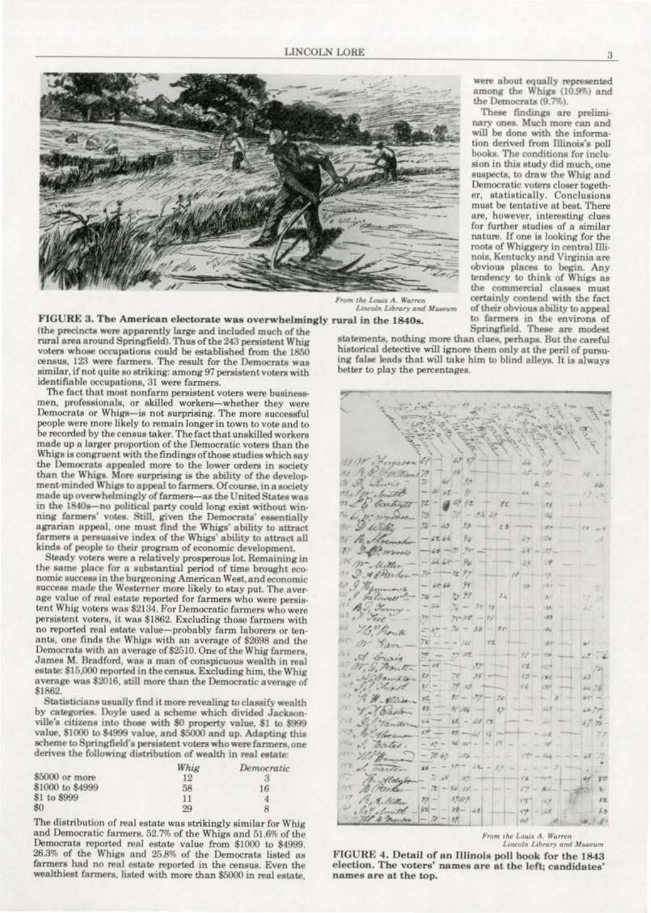From the Louis A. Warren Lincoln Library and Museum

FIGURE 3. The American electorate was overwhelmingly rural in the 1840s.

(the precincts were apparently large and included much of the rural area around Springfield). Thus of the 243 persistent Whig voters whose occupations could be established from the 1850 census, 123 were farmers. The result for the Democrats was similar, if not quite so striking: among 97 persistent voters with identifiable occupations, 31 were farmers.

The fact that most nonfarm persistent voters were businessmen, professionals, or skilled workers—whether they were Democrats or Whigs—is not surprising. The more successful people were more likely to remain longer in town to vote and to be recorded by the census taker. The fact that unskilled workers made up a larger proportion of the Democratic voters than the Whigs is congruent with the findings of those studies which say the Democrats appealed more to the lower orders in society than the Whigs. More surprising is the ability of the development-minded Whigs to appeal to farmers. Of course, in a society made up overwhelmingly of farmers—as the United States was in the 1840s—no political party could long exist without winning farmers' votes. Still, given the Democrats' essentially agrarian appeal, one must find the Whigs' ability to attract farmers a persuasive index of the Whigs' ability to attract all kinds of people to their program of economic development.

Steady voters were a relatively prosperous lot. Remaining in the same place for a substantial period of time brought economic success in the burgeoning American West, and economic success made the Westerner more likely to stay put. The average value of real estate reported for farmers who were persistent Whig voters was $2134. For Democratic farmers who were persistent voters, it was $1862. Excluding those farmers with no reported real estate value—probably farm laborers or tenants, one finds the Whigs with an average of $2698 and the Democrats with an average of $2510. One of the Whig farmers, James M. Bradford, was a man of conspicuous wealth in real estate: $15,000 reported in the census. Excluding him, the Whig average was $2016, still more than the Democratic average of $1862.

Statisticians usually find it more revealing to classify wealth by categories. Doyle used a scheme which divided Jacksonville's citizens into those with $0 property value, $1 to $999 value, $1000 to $4999 value, and $5000 and up. Adapting this scheme to Springfield's persistent voters who were farmers, one derives the following distribution of wealth in real estate:

| | Whig | Democratic |
|---|---|---|
| $5000 or more | 12 | 3 |
| $1000 to $4999 | 58 | 16 |
| $1 to $999 | 11 | 4 |
| $0 | 29 | 8 |

The distribution of real estate was strikingly similar for Whig and Democratic farmers. 52.7% of the Whigs and 51.6% of the Democrats reported real estate value from $1000 to $4999. 26.3% of the Whigs and 25.8% of the Democrats listed as farmers had no real estate reported in the census. Even the wealthiest farmers, listed with more than $5000 in real estate, were about equally represented among the Whigs (10.9%) and the Democrats (9.7%).

These findings are preliminary ones. Much more can and will be done with the information derived from Illinois's poll books. The conditions for inclusion in this study did much, one suspects, to draw the Whig and Democratic voters closer together, statistically. Conclusions must be tentative at best. There are, however, interesting clues for further studies of a similar nature. If one is looking for the roots of Whiggery in central Illinois, Kentucky and Virginia are obvious places to begin. Any tendency to think of Whigs as the commercial classes must certainly contend with the fact of their obvious ability to appeal to farmers in the environs of Springfield. These are modest statements, nothing more than clues, perhaps. But the careful historical detective will ignore them only at the peril of pursuing false leads that will take him to blind alleys. It is always better to play the percentages.

From the Louis A. Warren Lincoln Library and Museum

FIGURE 4. Detail of an Illinois poll book for the 1843 election. The voters' names are at the left; candidates' names are at the top.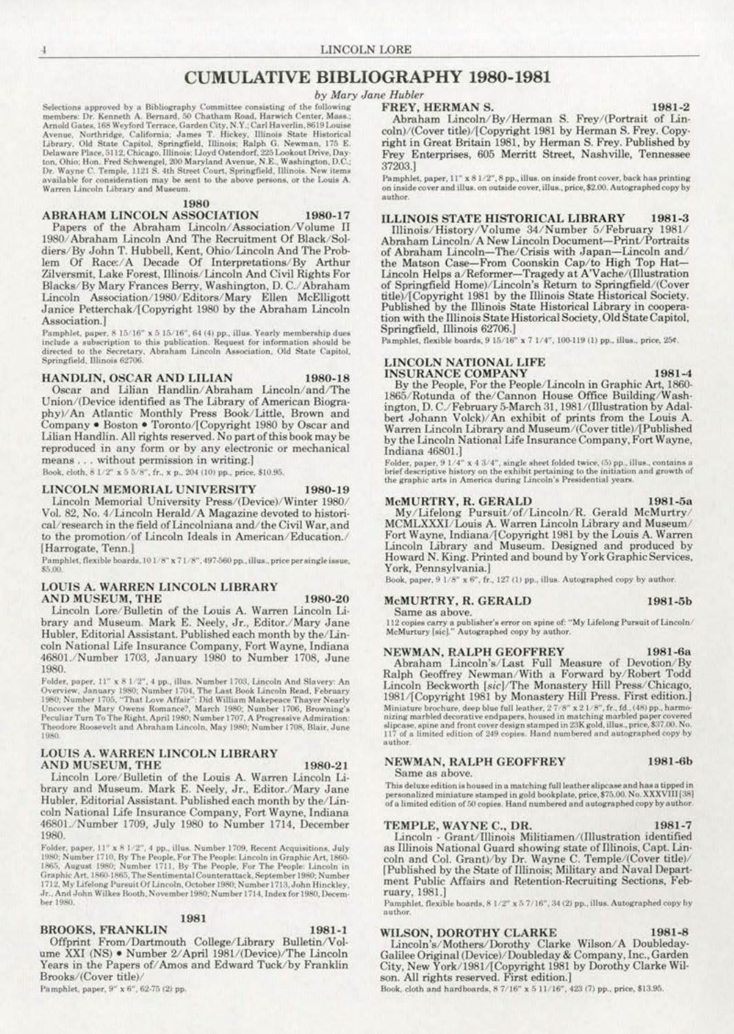# CUMULATIVE BIBLIOGRAPHY 1980-1981

*by Mary Jane Hubler*

Selections approved by a Bibliography Committee consisting of the following members: Dr. Kenneth A. Bernard, 50 Chatham Road, Harwich Center, Mass.; Arnold Gates, 168 Weyford Terrace, Garden City, N.Y.; Carl Haverlin, 8619 Louise Avenue, Northridge, California; James T. Hickey, Illinois State Historical Library, Old State Capitol, Springfield, Illinois; Ralph G. Newman, 175 E. Delaware Place, 5112, Chicago, Illinois; Lloyd Ostendorf, 225 Lookout Drive, Dayton, Ohio; Hon. Fred Schwengel, 200 Maryland Avenue, N.E., Washington, D.C.; Dr. Wayne C. Temple, 1121 S. 4th Street Court, Springfield, Illinois. New items available for consideration may be sent to the above persons, or the Louis A. Warren Lincoln Library and Museum.

## 1980

**ABRAHAM LINCOLN ASSOCIATION** **1980-17**

Papers of the Abraham Lincoln/Association/Volume II 1980/Abraham Lincoln And The Recruitment Of Black/Soldiers/By John T. Hubbell, Kent, Ohio/Lincoln And The Problem Of Race:/A Decade Of Interpretations/By Arthur Zilversmit, Lake Forest, Illinois/Lincoln And Civil Rights For Blacks/By Mary Frances Berry, Washington, D. C./Abraham Lincoln Association/1980/Editors/Mary Ellen McElligott Janice Petterchak/[Copyright 1980 by the Abraham Lincoln Association.]

Pamphlet, paper, 8 15/16" x 5 15/16", 64 (4) pp., illus. Yearly membership dues include a subscription to this publication. Request for information should be directed to the Secretary, Abraham Lincoln Association, Old State Capitol, Springfield, Illinois 62706.

**HANDLIN, OSCAR AND LILIAN** **1980-18**

Oscar and Lilian Handlin/Abraham Lincoln/and/The Union/(Device identified as The Library of American Biography)/An Atlantic Monthly Press Book/Little, Brown and Company • Boston • Toronto/[Copyright 1980 by Oscar and Lilian Handlin. All rights reserved. No part of this book may be reproduced in any form or by any electronic or mechanical means . . . without permission in writing.]

Book, cloth, 8 1/2" x 5 5/8", fr., x p., 204 (10) pp., price, $10.95.

**LINCOLN MEMORIAL UNIVERSITY** **1980-19**

Lincoln Memorial University Press/(Device)/Winter 1980/Vol. 82, No. 4/Lincoln Herald/A Magazine devoted to historical/research in the field of Lincolniana and/the Civil War, and to the promotion/of Lincoln Ideals in American/Education./[Harrogate, Tenn.]

Pamphlet, flexible boards, 10 1/8" x 7 1/8", 497-560 pp., illus., price per single issue, $5.00.

**LOUIS A. WARREN LINCOLN LIBRARY AND MUSEUM, THE** **1980-20**

Lincoln Lore/Bulletin of the Louis A. Warren Lincoln Library and Museum. Mark E. Neely, Jr., Editor./Mary Jane Hubler, Editorial Assistant. Published each month by the/Lincoln National Life Insurance Company, Fort Wayne, Indiana 46801./Number 1703, January 1980 to Number 1708, June 1980.

Folder, paper, 11" x 8 1/2", 4 pp., illus. Number 1703, Lincoln And Slavery: An Overview, January 1980; Number 1704, The Last Book Lincoln Read, February 1980; Number 1705, "That Love Affair": Did William Makepeace Thayer Nearly Uncover the Mary Owens Romance?, March 1980; Number 1706, Browning's Peculiar Turn To The Right, April 1980; Number 1707, A Progressive Admiration: Theodore Roosevelt and Abraham Lincoln, May 1980; Number 1708, Blair, June 1980.

**LOUIS A. WARREN LINCOLN LIBRARY AND MUSEUM, THE** **1980-21**

Lincoln Lore/Bulletin of the Louis A. Warren Lincoln Library and Museum. Mark E. Neely, Jr., Editor./Mary Jane Hubler, Editorial Assistant. Published each month by the/Lincoln National Life Insurance Company, Fort Wayne, Indiana 46801./Number 1709, July 1980 to Number 1714, December 1980.

Folder, paper, 11" x 8 1/2", 4 pp., illus. Number 1709, Recent Acquisitions, July 1980; Number 1710, By The People, For The People: Lincoln in Graphic Art, 1860-1865, August 1980; Number 1711, By The People, For The People: Lincoln in Graphic Art, 1860-1865, The Sentimental Counterattack, September 1980; Number 1712, My Lifelong Pursuit Of Lincoln, October 1980; Number 1713, John Hinckley, Jr., And John Wilkes Booth, November 1980; Number 1714, Index for 1980, December 1980.

## 1981

**BROOKS, FRANKLIN** **1981-1**

Offprint From/Dartmouth College/Library Bulletin/Volume XXI (NS) • Number 2/April 1981/(Device)/The Lincoln Years in the Papers of/Amos and Edward Tuck/by Franklin Brooks/(Cover title)/

Pamphlet, paper, 9" x 6", 62-75 (2) pp.

**FREY, HERMAN S.** **1981-2**

Abraham Lincoln/By/Herman S. Frey/(Portrait of Lincoln)/(Cover title)/[Copyright 1981 by Herman S. Frey. Copyright in Great Britain 1981, by Herman S. Frey. Published by Frey Enterprises, 605 Merritt Street, Nashville, Tennessee 37203.]

Pamphlet, paper, 11" x 8 1/2", 8 pp., illus. on inside front cover, back has printing on inside cover and illus. on outside cover, illus., price, $2.00. Autographed copy by author.

**ILLINOIS STATE HISTORICAL LIBRARY** **1981-3**

Illinois/History/Volume 34/Number 5/February 1981/Abraham Lincoln/A New Lincoln Document—Print/Portraits of Abraham Lincoln—The/Crisis with Japan—Lincoln and/the Matson Case—From Coonskin Cap/to High Top Hat—Lincoln Helps a/Reformer—Tragedy at A'Vache/(Illustration of Springfield Home)/Lincoln's Return to Springfield/(Cover title)/[Copyright 1981 by the Illinois State Historical Society. Published by the Illinois State Historical Library in cooperation with the Illinois State Historical Society, Old State Capitol, Springfield, Illinois 62706.]

Pamphlet, flexible boards, 9 15/16" x 7 1/4", 100-119 (1) pp., illus., price, 25¢.

**LINCOLN NATIONAL LIFE INSURANCE COMPANY** **1981-4**

By the People, For the People/Lincoln in Graphic Art, 1860-1865/Rotunda of the/Cannon House Office Building/Washington, D. C./February 5-March 31, 1981/(Illustration by Adalbert Johann Volck)/An exhibit of prints from the Louis A. Warren Lincoln Library and Museum/(Cover title)/[Published by the Lincoln National Life Insurance Company, Fort Wayne, Indiana 46801.]

Folder, paper, 9 1/4" x 4 3/4", single sheet folded twice, (5) pp., illus., contains a brief descriptive history on the exhibit pertaining to the initiation and growth of the graphic arts in America during Lincoln's Presidential years.

**McMURTRY, R. GERALD** **1981-5a**

My/Lifelong Pursuit/of/Lincoln/R. Gerald McMurtry/MCMLXXXI/Louis A. Warren Lincoln Library and Museum/Fort Wayne, Indiana/[Copyright 1981 by the Louis A. Warren Lincoln Library and Museum. Designed and produced by Howard N. King. Printed and bound by York Graphic Services, York, Pennsylvania.]

Book, paper, 9 1/8" x 6", fr., 127 (1) pp., illus. Autographed copy by author.

**McMURTRY, R. GERALD** **1981-5b**

Same as above.

112 copies carry a publisher's error on spine of: "My Lifelong Pursuit of Lincoln/McMurtury [sic]." Autographed copy by author.

**NEWMAN, RALPH GEOFFREY** **1981-6a**

Abraham Lincoln's/Last Full Measure of Devotion/By Ralph Geoffrey Newman/With a Forward by/Robert Todd Lincoln Beckworth [*sic*]/The Monastery Hill Press/Chicago, 1981/[Copyright 1981 by Monastery Hill Press. First edition.]

Miniature brochure, deep blue full leather, 2 7/8" x 2 1/8", fr., fd., (48) pp., harmonizing marbled decorative endpapers, housed in matching marbled paper covered slipcase, spine and front cover design stamped in 23K gold, illus., price, $37.00. No. 117 of a limited edition of 249 copies. Hand numbered and autographed copy by author.

**NEWMAN, RALPH GEOFFREY** **1981-6b**

Same as above.

This deluxe edition is housed in a matching full leather slipcase and has a tipped in personalized miniature stamped in gold bookplate, price, $75.00. No. XXXVIII [38] of a limited edition of 50 copies. Hand numbered and autographed copy by author.

**TEMPLE, WAYNE C., DR.** **1981-7**

Lincoln - Grant/Illinois Militiamen/(Illustration identified as Illinois National Guard showing state of Illinois, Capt. Lincoln and Col. Grant)/by Dr. Wayne C. Temple/(Cover title)/[Published by the State of Illinois; Military and Naval Department Public Affairs and Retention-Recruiting Sections, February, 1981.]

Pamphlet, flexible boards, 8 1/2" x 5 7/16", 34 (2) pp., illus. Autographed copy by author.

**WILSON, DOROTHY CLARKE** **1981-8**

Lincoln's/Mothers/Dorothy Clarke Wilson/A Doubleday-Galilee Original (Device)/Doubleday & Company, Inc., Garden City, New York/1981/[Copyright 1981 by Dorothy Clarke Wilson. All rights reserved. First edition.]

Book, cloth and hardboards, 8 7/16" x 5 11/16", 423 (7) pp., price, $13.95.